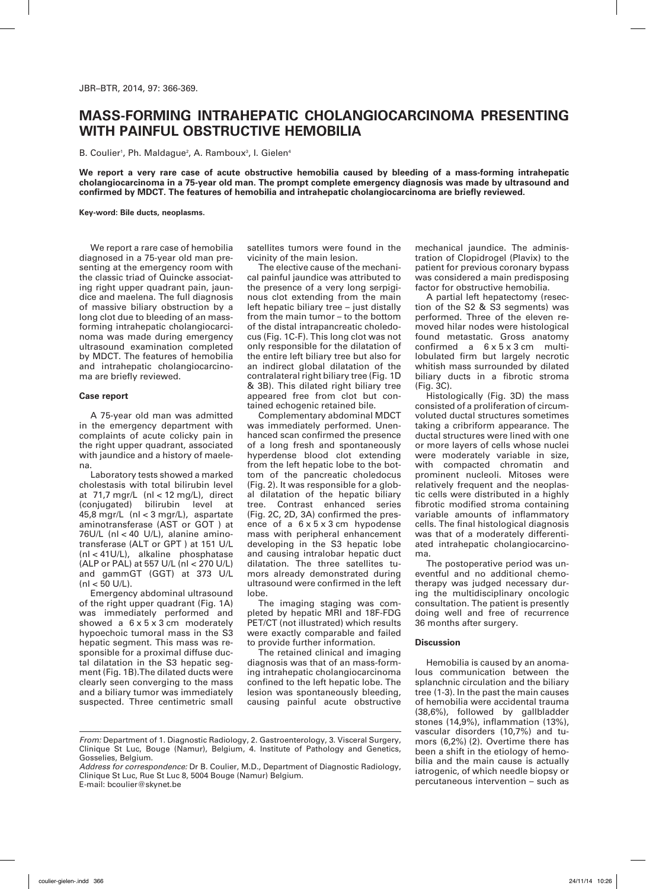# MASS-FORMING INTRAHEPATIC CHOLANGIOCARCINOMA PRESENTING WITH PAINFUL OBSTRUCTIVE HEMOBILIA

B. Coulier[1], Ph. Maldague[2], A. Ramboux[3], I. Gielen[4]

**We report a very rare case of acute obstructive hemobilia caused by bleeding of a mass-forming intrahepatic cholangiocarcinoma in a 75-year old man. The prompt complete emergency diagnosis was made by ultrasound and confirmed by MDCT. The features of hemobilia and intrahepatic cholangiocarcinoma are briefly reviewed.**

**Key-word: Bile ducts, neoplasms.**

We report a rare case of hemobilia diagnosed in a 75-year old man presenting at the emergency room with the classic triad of Quincke associating right upper quadrant pain, jaundice and maelena. The full diagnosis of massive biliary obstruction by a long clot due to bleeding of an mass-forming intrahepatic cholangiocarcinoma was made during emergency ultrasound examination completed by MDCT. The features of hemobilia and intrahepatic cholangiocarcinoma are briefly reviewed.

## Case report

A 75-year old man was admitted in the emergency department with complaints of acute colicky pain in the right upper quadrant, associated with jaundice and a history of maelena.

Laboratory tests showed a marked cholestasis with total bilirubin level at 71,7 mgr/L (nl < 12 mg/L), direct (conjugated) bilirubin level at 45,8 mgr/L (nl < 3 mgr/L), aspartate aminotransferase (AST or GOT ) at 76U/L (nl < 40 U/L), alanine aminotransferase (ALT or GPT ) at 151 U/L (nl < 41U/L), alkaline phosphatase (ALP or PAL) at 557 U/L (nl < 270 U/L) and gammGT (GGT) at 373 U/L (nl < 50 U/L).

Emergency abdominal ultrasound of the right upper quadrant (Fig. 1A) was immediately performed and showed a 6 x 5 x 3 cm moderately hypoechoic tumoral mass in the S3 hepatic segment. This mass was responsible for a proximal diffuse ductal dilatation in the S3 hepatic segment (Fig. 1B).The dilated ducts were clearly seen converging to the mass and a biliary tumor was immediately suspected. Three centimetric small satellites tumors were found in the vicinity of the main lesion.

The elective cause of the mechanical painful jaundice was attributed to the presence of a very long serpiginous clot extending from the main left hepatic biliary tree – just distally from the main tumor – to the bottom of the distal intrapancreatic choledocus (Fig. 1C-F). This long clot was not only responsible for the dilatation of the entire left biliary tree but also for an indirect global dilatation of the contralateral right biliary tree (Fig. 1D & 3B). This dilated right biliary tree appeared free from clot but contained echogenic retained bile.

Complementary abdominal MDCT was immediately performed. Unenhanced scan confirmed the presence of a long fresh and spontaneously hyperdense blood clot extending from the left hepatic lobe to the bottom of the pancreatic choledocus (Fig. 2). It was responsible for a global dilatation of the hepatic biliary tree. Contrast enhanced series (Fig. 2C, 2D, 3A) confirmed the presence of a 6 x 5 x 3 cm hypodense mass with peripheral enhancement developing in the S3 hepatic lobe and causing intralobar hepatic duct dilatation. The three satellites tumors already demonstrated during ultrasound were confirmed in the left lobe.

The imaging staging was completed by hepatic MRI and 18F-FDG PET/CT (not illustrated) which results were exactly comparable and failed to provide further information.

The retained clinical and imaging diagnosis was that of an mass-forming intrahepatic cholangiocarcinoma confined to the left hepatic lobe. The lesion was spontaneously bleeding, causing painful acute obstructive mechanical jaundice. The administration of Clopidrogel (Plavix) to the patient for previous coronary bypass was considered a main predisposing factor for obstructive hemobilia.

A partial left hepatectomy (resection of the S2 & S3 segments) was performed. Three of the eleven removed hilar nodes were histological found metastatic. Gross anatomy confirmed a 6 x 5 x 3 cm multilobulated firm but largely necrotic whitish mass surrounded by dilated biliary ducts in a fibrotic stroma (Fig. 3C).

Histologically (Fig. 3D) the mass consisted of a proliferation of circumvoluted ductal structures sometimes taking a cribriform appearance. The ductal structures were lined with one or more layers of cells whose nuclei were moderately variable in size, with compacted chromatin and prominent nucleoli. Mitoses were relatively frequent and the neoplastic cells were distributed in a highly fibrotic modified stroma containing variable amounts of inflammatory cells. The final histological diagnosis was that of a moderately differentiated intrahepatic cholangiocarcinoma.

The postoperative period was uneventful and no additional chemotherapy was judged necessary during the multidisciplinary oncologic consultation. The patient is presently doing well and free of recurrence 36 months after surgery.

## Discussion

Hemobilia is caused by an anomalous communication between the splanchnic circulation and the biliary tree (1-3). In the past the main causes of hemobilia were accidental trauma (38,6%), followed by gallbladder stones (14,9%), inflammation (13%), vascular disorders (10,7%) and tumors (6,2%) (2). Overtime there has been a shift in the etiology of hemobilia and the main cause is actually iatrogenic, of which needle biopsy or percutaneous intervention – such as

*From:* Department of 1. Diagnostic Radiology, 2. Gastroenterology, 3. Visceral Surgery, Clinique St Luc, Bouge (Namur), Belgium, 4. Institute of Pathology and Genetics, Gosselies, Belgium.

*Address for correspondence:* Dr B. Coulier, M.D., Department of Diagnostic Radiology, Clinique St Luc, Rue St Luc 8, 5004 Bouge (Namur) Belgium.
E-mail: bcoulier@skynet.be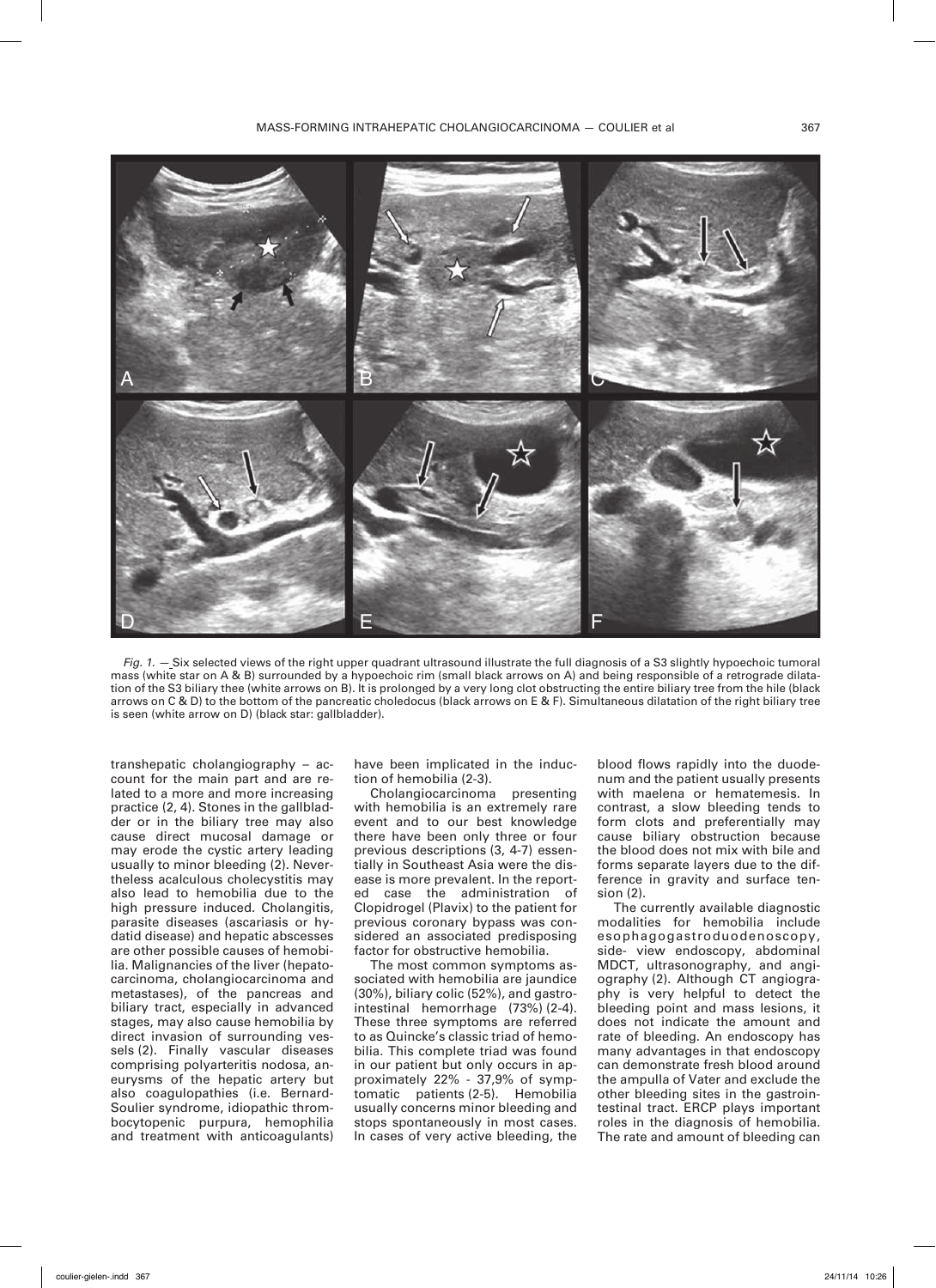*Fig. 1.* — Six selected views of the right upper quadrant ultrasound illustrate the full diagnosis of a S3 slightly hypoechoic tumoral mass (white star on A & B) surrounded by a hypoechoic rim (small black arrows on A) and being responsible of a retrograde dilatation of the S3 biliary thee (white arrows on B). It is prolonged by a very long clot obstructing the entire biliary tree from the hile (black arrows on C & D) to the bottom of the pancreatic choledocus (black arrows on E & F). Simultaneous dilatation of the right biliary tree is seen (white arrow on D) (black star: gallbladder).

transhepatic cholangiography – account for the main part and are related to a more and more increasing practice (2, 4). Stones in the gallbladder or in the biliary tree may also cause direct mucosal damage or may erode the cystic artery leading usually to minor bleeding (2). Nevertheless acalculous cholecystitis may also lead to hemobilia due to the high pressure induced. Cholangitis, parasite diseases (ascariasis or hydatid disease) and hepatic abscesses are other possible causes of hemobilia. Malignancies of the liver (hepatocarcinoma, cholangiocarcinoma and metastases), of the pancreas and biliary tract, especially in advanced stages, may also cause hemobilia by direct invasion of surrounding vessels (2). Finally vascular diseases comprising polyarteritis nodosa, aneurysms of the hepatic artery but also coagulopathies (i.e. Bernard-Soulier syndrome, idiopathic thrombocytopenic purpura, hemophilia and treatment with anticoagulants) have been implicated in the induction of hemobilia (2-3).

Cholangiocarcinoma presenting with hemobilia is an extremely rare event and to our best knowledge there have been only three or four previous descriptions (3, 4-7) essentially in Southeast Asia were the disease is more prevalent. In the reported case the administration of Clopidrogel (Plavix) to the patient for previous coronary bypass was considered an associated predisposing factor for obstructive hemobilia.

The most common symptoms associated with hemobilia are jaundice (30%), biliary colic (52%), and gastrointestinal hemorrhage (73%) (2-4). These three symptoms are referred to as Quincke's classic triad of hemobilia. This complete triad was found in our patient but only occurs in approximately 22% - 37,9% of symptomatic patients (2-5). Hemobilia usually concerns minor bleeding and stops spontaneously in most cases. In cases of very active bleeding, the blood flows rapidly into the duodenum and the patient usually presents with maelena or hematemesis. In contrast, a slow bleeding tends to form clots and preferentially may cause biliary obstruction because the blood does not mix with bile and forms separate layers due to the difference in gravity and surface tension (2).

The currently available diagnostic modalities for hemobilia include esophagogastroduodenoscopy, side- view endoscopy, abdominal MDCT, ultrasonography, and angiography (2). Although CT angiography is very helpful to detect the bleeding point and mass lesions, it does not indicate the amount and rate of bleeding. An endoscopy has many advantages in that endoscopy can demonstrate fresh blood around the ampulla of Vater and exclude the other bleeding sites in the gastrointestinal tract. ERCP plays important roles in the diagnosis of hemobilia. The rate and amount of bleeding can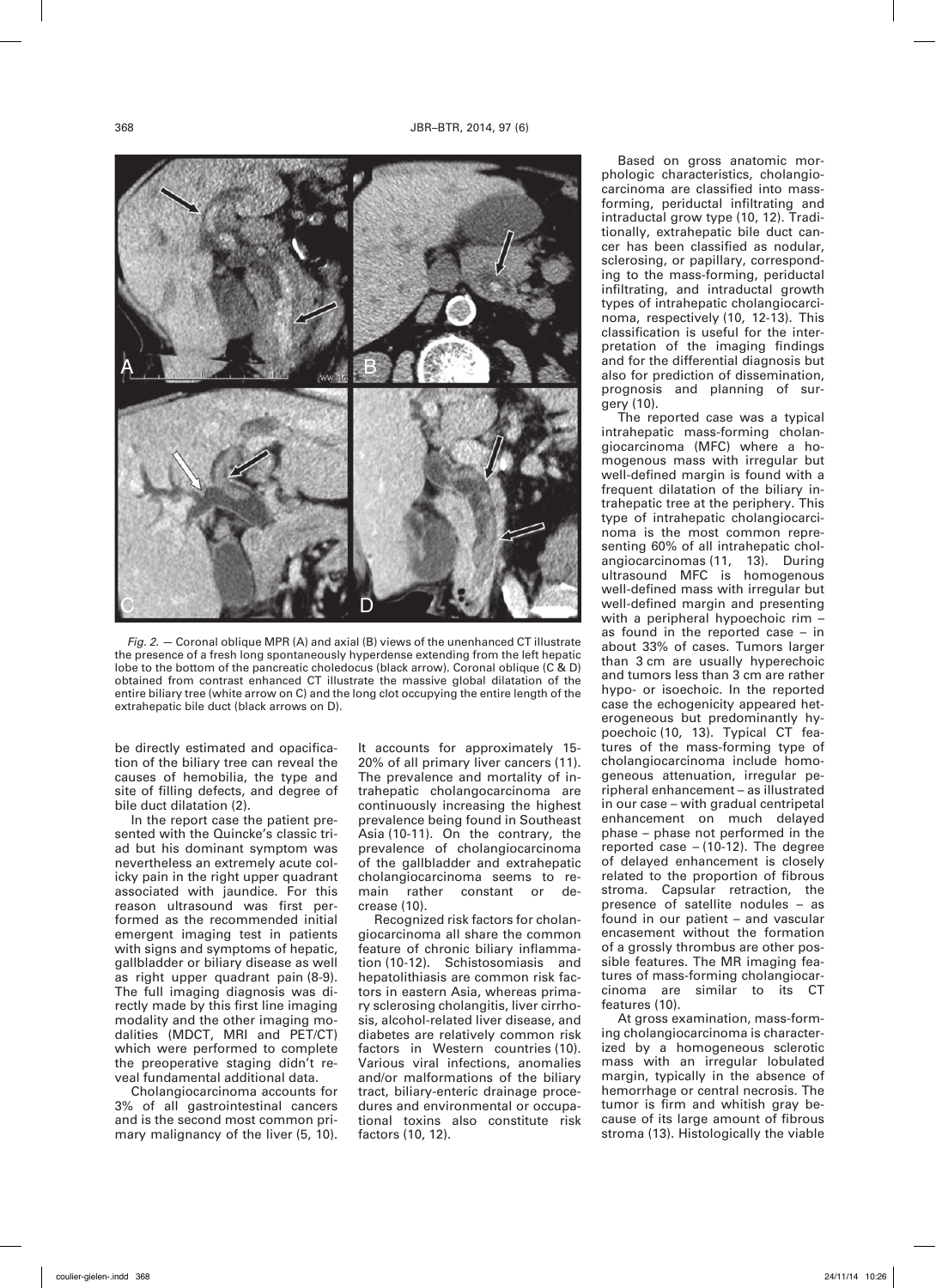*Fig. 2.* — Coronal oblique MPR (A) and axial (B) views of the unenhanced CT illustrate the presence of a fresh long spontaneously hyperdense extending from the left hepatic lobe to the bottom of the pancreatic choledocus (black arrow). Coronal oblique (C & D) obtained from contrast enhanced CT illustrate the massive global dilatation of the entire biliary tree (white arrow on C) and the long clot occupying the entire length of the extrahepatic bile duct (black arrows on D).

be directly estimated and opacification of the biliary tree can reveal the causes of hemobilia, the type and site of filling defects, and degree of bile duct dilatation (2).

In the report case the patient presented with the Quincke's classic triad but his dominant symptom was nevertheless an extremely acute colicky pain in the right upper quadrant associated with jaundice. For this reason ultrasound was first performed as the recommended initial emergent imaging test in patients with signs and symptoms of hepatic, gallbladder or biliary disease as well as right upper quadrant pain (8-9). The full imaging diagnosis was directly made by this first line imaging modality and the other imaging modalities (MDCT, MRI and PET/CT) which were performed to complete the preoperative staging didn't reveal fundamental additional data.

Cholangiocarcinoma accounts for 3% of all gastrointestinal cancers and is the second most common primary malignancy of the liver (5, 10). It accounts for approximately 15-20% of all primary liver cancers (11). The prevalence and mortality of intrahepatic cholangocarcinoma are continuously increasing the highest prevalence being found in Southeast Asia (10-11). On the contrary, the prevalence of cholangiocarcinoma of the gallbladder and extrahepatic cholangiocarcinoma seems to remain rather constant or decrease (10).

Recognized risk factors for cholangiocarcinoma all share the common feature of chronic biliary inflammation (10-12). Schistosomiasis and hepatolithiasis are common risk factors in eastern Asia, whereas primary sclerosing cholangitis, liver cirrhosis, alcohol-related liver disease, and diabetes are relatively common risk factors in Western countries (10). Various viral infections, anomalies and/or malformations of the biliary tract, biliary-enteric drainage procedures and environmental or occupational toxins also constitute risk factors (10, 12).

Based on gross anatomic morphologic characteristics, cholangiocarcinoma are classified into mass-forming, periductal infiltrating and intraductal grow type (10, 12). Traditionally, extrahepatic bile duct cancer has been classified as nodular, sclerosing, or papillary, corresponding to the mass-forming, periductal infiltrating, and intraductal growth types of intrahepatic cholangiocarcinoma, respectively (10, 12-13). This classification is useful for the interpretation of the imaging findings and for the differential diagnosis but also for prediction of dissemination, prognosis and planning of surgery (10).

The reported case was a typical intrahepatic mass-forming cholangiocarcinoma (MFC) where a homogenous mass with irregular but well-defined margin is found with a frequent dilatation of the biliary intrahepatic tree at the periphery. This type of intrahepatic cholangiocarcinoma is the most common representing 60% of all intrahepatic cholangiocarcinomas (11, 13). During ultrasound MFC is homogenous well-defined mass with irregular but well-defined margin and presenting with a peripheral hypoechoic rim – as found in the reported case – in about 33% of cases. Tumors larger than 3 cm are usually hyperechoic and tumors less than 3 cm are rather hypo- or isoechoic. In the reported case the echogenicity appeared heterogeneous but predominantly hypoechoic (10, 13). Typical CT features of the mass-forming type of cholangiocarcinoma include homogeneous attenuation, irregular peripheral enhancement – as illustrated in our case – with gradual centripetal enhancement on much delayed phase – phase not performed in the reported case – (10-12). The degree of delayed enhancement is closely related to the proportion of fibrous stroma. Capsular retraction, the presence of satellite nodules – as found in our patient – and vascular encasement without the formation of a grossly thrombus are other possible features. The MR imaging features of mass-forming cholangiocarcinoma are similar to its CT features (10).

At gross examination, mass-forming cholangiocarcinoma is characterized by a homogeneous sclerotic mass with an irregular lobulated margin, typically in the absence of hemorrhage or central necrosis. The tumor is firm and whitish gray because of its large amount of fibrous stroma (13). Histologically the viable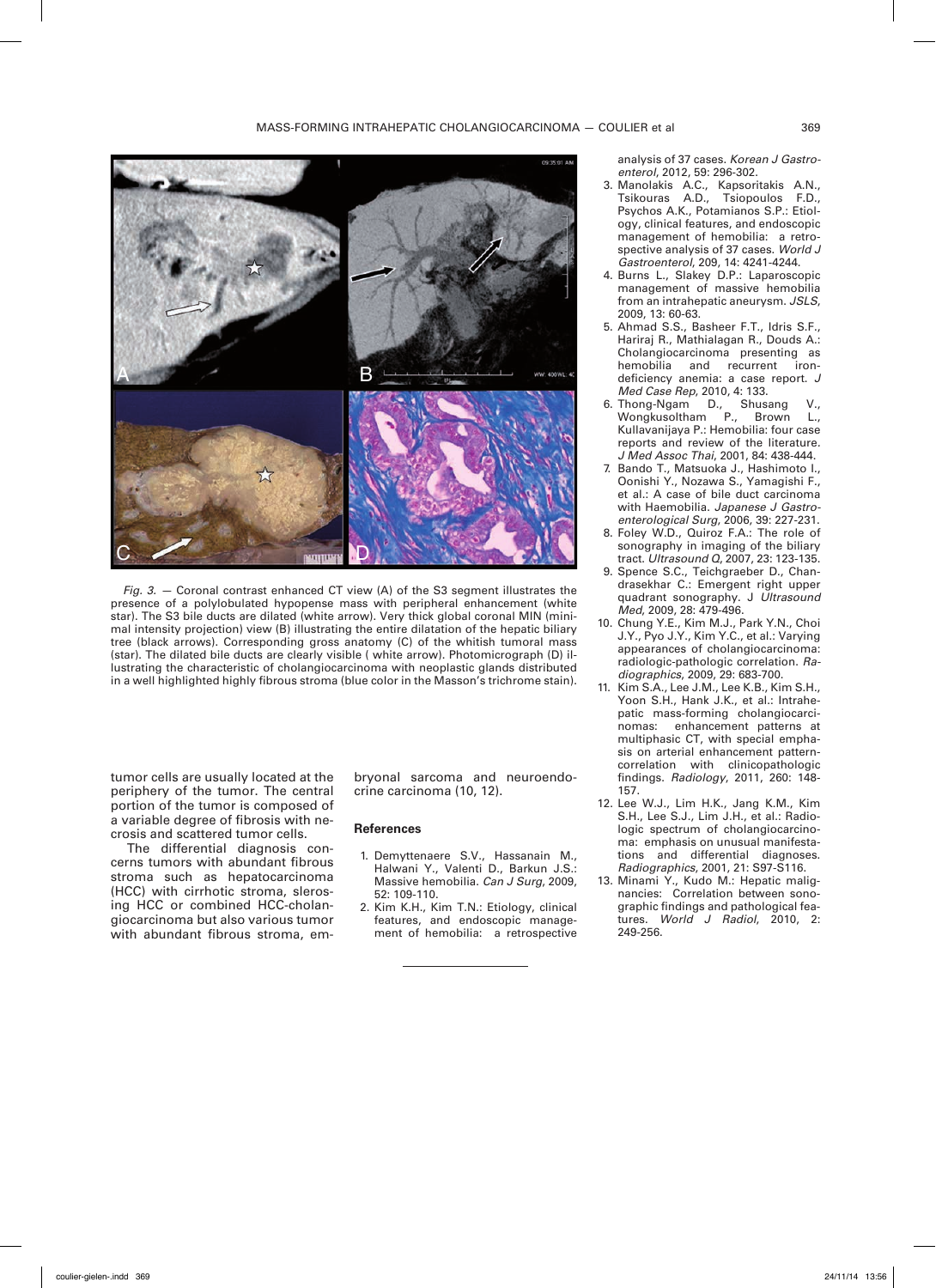Fig. 3. — Coronal contrast enhanced CT view (A) of the S3 segment illustrates the presence of a polylobulated hypopense mass with peripheral enhancement (white star). The S3 bile ducts are dilated (white arrow). Very thick global coronal MIN (minimal intensity projection) view (B) illustrating the entire dilatation of the hepatic biliary tree (black arrows). Corresponding gross anatomy (C) of the whitish tumoral mass (star). The dilated bile ducts are clearly visible ( white arrow). Photomicrograph (D) illustrating the characteristic of cholangiocarcinoma with neoplastic glands distributed in a well highlighted highly fibrous stroma (blue color in the Masson's trichrome stain).

tumor cells are usually located at the periphery of the tumor. The central portion of the tumor is composed of a variable degree of fibrosis with necrosis and scattered tumor cells.

The differential diagnosis concerns tumors with abundant fibrous stroma such as hepatocarcinoma (HCC) with cirrhotic stroma, sclerosing HCC or combined HCC-cholangiocarcinoma but also various tumor with abundant fibrous stroma, embryonal sarcoma and neuroendocrine carcinoma (10, 12).

## References

1. Demyttenaere S.V., Hassanain M., Halwani Y., Valenti D., Barkun J.S.: Massive hemobilia. *Can J Surg*, 2009, 52: 109-110.
2. Kim K.H., Kim T.N.: Etiology, clinical features, and endoscopic management of hemobilia: a retrospective analysis of 37 cases. *Korean J Gastroenterol*, 2012, 59: 296-302.
3. Manolakis A.C., Kapsoritakis A.N., Tsikouras A.D., Tsiopoulos F.D., Psychos A.K., Potamianos S.P.: Etiology, clinical features, and endoscopic management of hemobilia: a retrospective analysis of 37 cases. *World J Gastroenterol*, 209, 14: 4241-4244.
4. Burns L., Slakey D.P.: Laparoscopic management of massive hemobilia from an intrahepatic aneurysm. *JSLS*, 2009, 13: 60-63.
5. Ahmad S.S., Basheer F.T., Idris S.F., Hariraj R., Mathialagan R., Douds A.: Cholangiocarcinoma presenting as hemobilia and recurrent iron-deficiency anemia: a case report. *J Med Case Rep*, 2010, 4: 133.
6. Thong-Ngam D., Shusang V., Wongkusoltham P., Brown L., Kullavanijaya P.: Hemobilia: four case reports and review of the literature. *J Med Assoc Thai*, 2001, 84: 438-444.
7. Bando T., Matsuoka J., Hashimoto I., Oonishi Y., Nozawa S., Yamagishi F., et al.: A case of bile duct carcinoma with Haemobilia. *Japanese J Gastroenterological Surg*, 2006, 39: 227-231.
8. Foley W.D., Quiroz F.A.: The role of sonography in imaging of the biliary tract. *Ultrasound Q*, 2007, 23: 123-135.
9. Spence S.C., Teichgraeber D., Chandrasekhar C.: Emergent right upper quadrant sonography. *J Ultrasound Med*, 2009, 28: 479-496.
10. Chung Y.E., Kim M.J., Park Y.N., Choi J.Y., Pyo J.Y., Kim Y.C., et al.: Varying appearances of cholangiocarcinoma: radiologic-pathologic correlation. *Radiographics*, 2009, 29: 683-700.
11. Kim S.A., Lee J.M., Lee K.B., Kim S.H., Yoon S.H., Hank J.K., et al.: Intrahepatic mass-forming cholangiocarcinomas: enhancement patterns at multiphasic CT, with special emphasis on arterial enhancement pattern-correlation with clinicopathologic findings. *Radiology*, 2011, 260: 148-157.
12. Lee W.J., Lim H.K., Jang K.M., Kim S.H., Lee S.J., Lim J.H., et al.: Radiologic spectrum of cholangiocarcinoma: emphasis on unusual manifestations and differential diagnoses. *Radiographics*, 2001, 21: S97-S116.
13. Minami Y., Kudo M.: Hepatic malignancies: Correlation between sonographic findings and pathological features. *World J Radiol*, 2010, 2: 249-256.